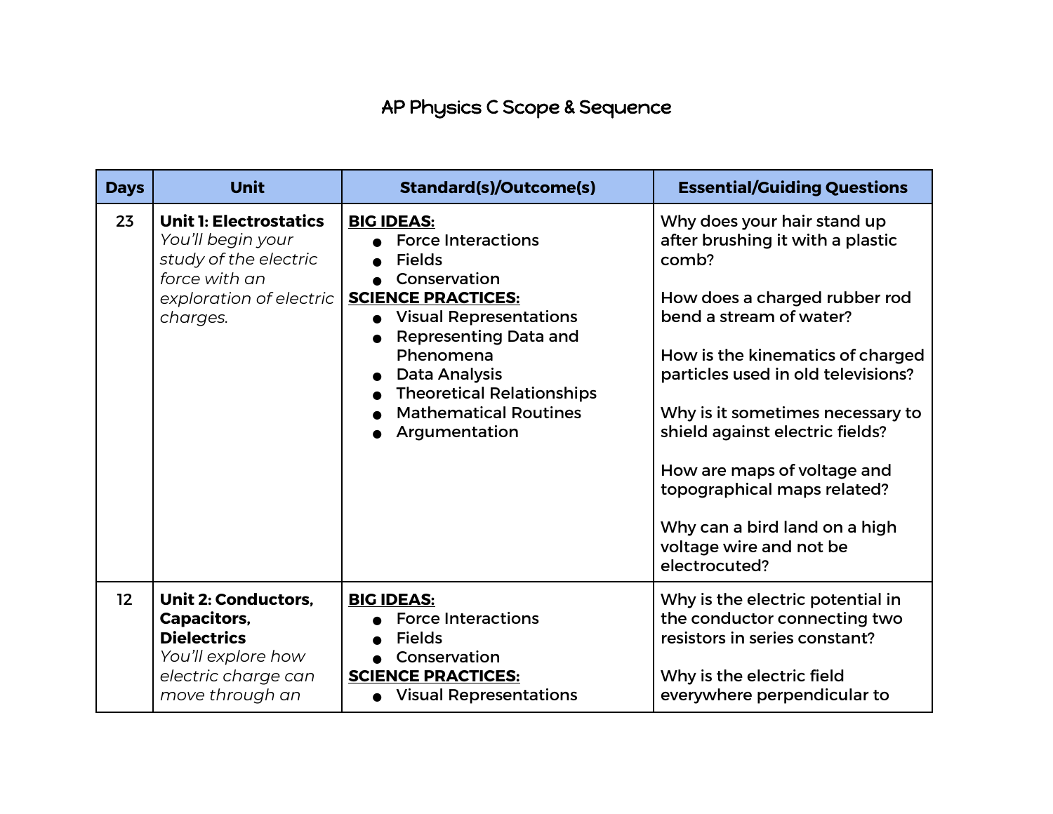# AP Physics C Scope & Sequence

| Days | Unit | Standard(s)/Outcome(s) | Essential/Guiding Questions |
|---|---|---|---|
| 23 | **Unit 1: Electrostatics**<br>*You'll begin your study of the electric force with an exploration of electric charges.* | **BIG IDEAS:**<br>● Force Interactions<br>● Fields<br>● Conservation<br>**SCIENCE PRACTICES:**<br>● Visual Representations<br>● Representing Data and Phenomena<br>● Data Analysis<br>● Theoretical Relationships<br>● Mathematical Routines<br>● Argumentation | Why does your hair stand up after brushing it with a plastic comb?<br><br>How does a charged rubber rod bend a stream of water?<br><br>How is the kinematics of charged particles used in old televisions?<br><br>Why is it sometimes necessary to shield against electric fields?<br><br>How are maps of voltage and topographical maps related?<br><br>Why can a bird land on a high voltage wire and not be electrocuted? |
| 12 | **Unit 2: Conductors, Capacitors, Dielectrics**<br>*You'll explore how electric charge can move through an* | **BIG IDEAS:**<br>● Force Interactions<br>● Fields<br>● Conservation<br>**SCIENCE PRACTICES:**<br>● Visual Representations | Why is the electric potential in the conductor connecting two resistors in series constant?<br><br>Why is the electric field everywhere perpendicular to |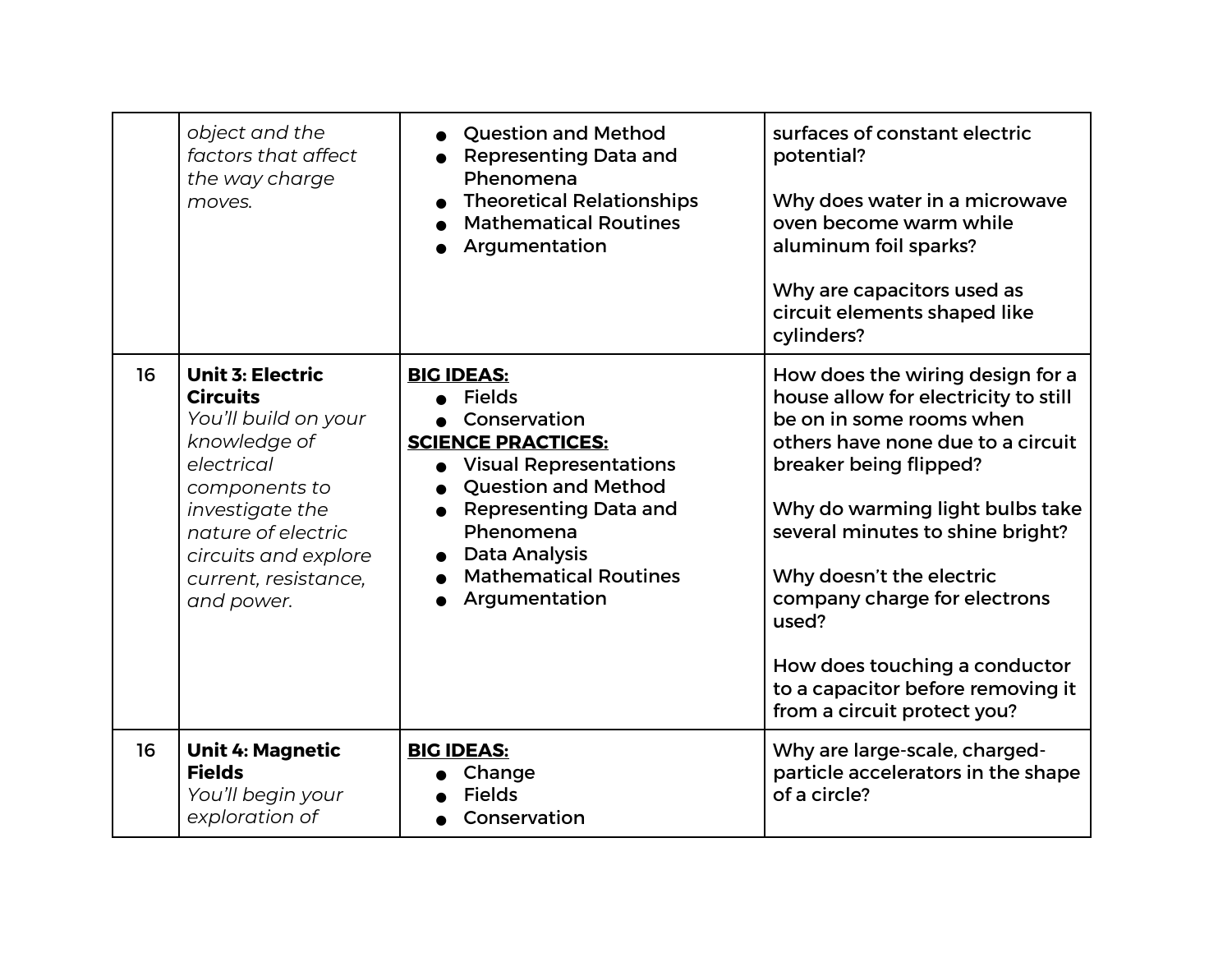| | | | |
|---|---|---|---|
| | *object and the factors that affect the way charge moves.* | <ul><li>Question and Method</li><li>Representing Data and Phenomena</li><li>Theoretical Relationships</li><li>Mathematical Routines</li><li>Argumentation</li></ul> | surfaces of constant electric potential?<br><br>Why does water in a microwave oven become warm while aluminum foil sparks?<br><br>Why are capacitors used as circuit elements shaped like cylinders? |
| 16 | **Unit 3: Electric Circuits**<br>*You'll build on your knowledge of electrical components to investigate the nature of electric circuits and explore current, resistance, and power.* | **BIG IDEAS:**<ul><li>Fields</li><li>Conservation</li></ul>**SCIENCE PRACTICES:**<ul><li>Visual Representations</li><li>Question and Method</li><li>Representing Data and Phenomena</li><li>Data Analysis</li><li>Mathematical Routines</li><li>Argumentation</li></ul> | How does the wiring design for a house allow for electricity to still be on in some rooms when others have none due to a circuit breaker being flipped?<br><br>Why do warming light bulbs take several minutes to shine bright?<br><br>Why doesn't the electric company charge for electrons used?<br><br>How does touching a conductor to a capacitor before removing it from a circuit protect you? |
| 16 | **Unit 4: Magnetic Fields**<br>*You'll begin your exploration of* | **BIG IDEAS:**<ul><li>Change</li><li>Fields</li><li>Conservation</li></ul> | Why are large-scale, charged-particle accelerators in the shape of a circle? |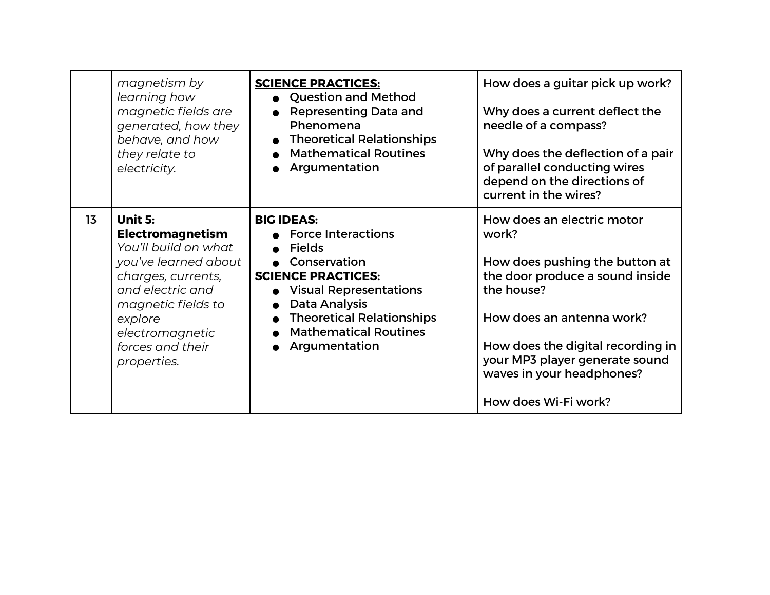| | | | |
|---|---|---|---|
| | *magnetism by learning how magnetic fields are generated, how they behave, and how they relate to electricity.* | **<u>SCIENCE PRACTICES:</u>**<br>● Question and Method<br>● Representing Data and Phenomena<br>● Theoretical Relationships<br>● Mathematical Routines<br>● Argumentation | How does a guitar pick up work?<br><br>Why does a current deflect the needle of a compass?<br><br>Why does the deflection of a pair of parallel conducting wires depend on the directions of current in the wires? |
| 13 | **Unit 5: Electromagnetism**<br>*You'll build on what you've learned about charges, currents, and electric and magnetic fields to explore electromagnetic forces and their properties.* | **<u>BIG IDEAS:</u>**<br>● Force Interactions<br>● Fields<br>● Conservation<br>**<u>SCIENCE PRACTICES:</u>**<br>● Visual Representations<br>● Data Analysis<br>● Theoretical Relationships<br>● Mathematical Routines<br>● Argumentation | How does an electric motor work?<br><br>How does pushing the button at the door produce a sound inside the house?<br><br>How does an antenna work?<br><br>How does the digital recording in your MP3 player generate sound waves in your headphones?<br><br>How does Wi-Fi work? |